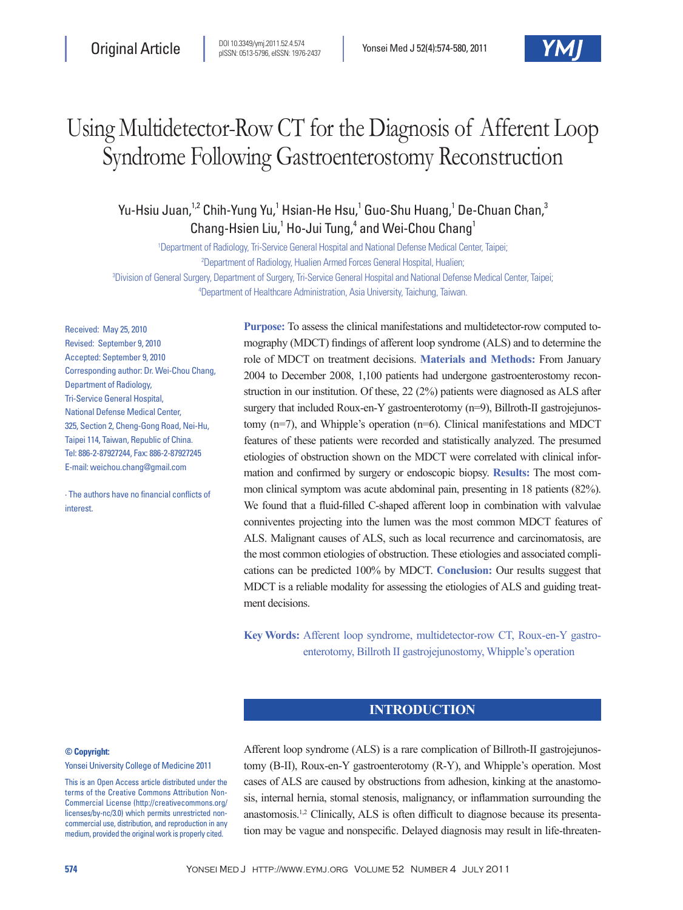Original Article

DOI 10.3349/ymj.2011.52.4.574
pISSN: 0513-5796, eISSN: 1976-2437

# Using Multidetector-Row CT for the Diagnosis of Afferent Loop Syndrome Following Gastroenterostomy Reconstruction

Yu-Hsiu Juan,[1,2] Chih-Yung Yu,[1] Hsian-He Hsu,[1] Guo-Shu Huang,[1] De-Chuan Chan,[3] Chang-Hsien Liu,[1] Ho-Jui Tung,[4] and Wei-Chou Chang[1]

[1]Department of Radiology, Tri-Service General Hospital and National Defense Medical Center, Taipei;
[2]Department of Radiology, Hualien Armed Forces General Hospital, Hualien;
[3]Division of General Surgery, Department of Surgery, Tri-Service General Hospital and National Defense Medical Center, Taipei;
[4]Department of Healthcare Administration, Asia University, Taichung, Taiwan.

Received: May 25, 2010
Revised: September 9, 2010
Accepted: September 9, 2010
Corresponding author: Dr. Wei-Chou Chang, Department of Radiology, Tri-Service General Hospital, National Defense Medical Center, 325, Section 2, Cheng-Gong Road, Nei-Hu, Taipei 114, Taiwan, Republic of China.
Tel: 886-2-87927244, Fax: 886-2-87927245
E-mail: weichou.chang@gmail.com

∙ The authors have no financial conflicts of interest.

**Purpose:** To assess the clinical manifestations and multidetector-row computed tomography (MDCT) findings of afferent loop syndrome (ALS) and to determine the role of MDCT on treatment decisions. **Materials and Methods:** From January 2004 to December 2008, 1,100 patients had undergone gastroenterostomy reconstruction in our institution. Of these, 22 (2%) patients were diagnosed as ALS after surgery that included Roux-en-Y gastroenterotomy (n=9), Billroth-II gastrojejunostomy (n=7), and Whipple's operation (n=6). Clinical manifestations and MDCT features of these patients were recorded and statistically analyzed. The presumed etiologies of obstruction shown on the MDCT were correlated with clinical information and confirmed by surgery or endoscopic biopsy. **Results:** The most common clinical symptom was acute abdominal pain, presenting in 18 patients (82%). We found that a fluid-filled C-shaped afferent loop in combination with valvulae conniventes projecting into the lumen was the most common MDCT features of ALS. Malignant causes of ALS, such as local recurrence and carcinomatosis, are the most common etiologies of obstruction. These etiologies and associated complications can be predicted 100% by MDCT. **Conclusion:** Our results suggest that MDCT is a reliable modality for assessing the etiologies of ALS and guiding treatment decisions.

**Key Words:** Afferent loop syndrome, multidetector-row CT, Roux-en-Y gastroenterotomy, Billroth II gastrojejunostomy, Whipple's operation

## INTRODUCTION

Afferent loop syndrome (ALS) is a rare complication of Billroth-II gastrojejunostomy (B-II), Roux-en-Y gastroenterotomy (R-Y), and Whipple's operation. Most cases of ALS are caused by obstructions from adhesion, kinking at the anastomosis, internal hernia, stomal stenosis, malignancy, or inflammation surrounding the anastomosis.[1,2] Clinically, ALS is often difficult to diagnose because its presentation may be vague and nonspecific. Delayed diagnosis may result in life-threaten-

**© Copyright:**
Yonsei University College of Medicine 2011

This is an Open Access article distributed under the terms of the Creative Commons Attribution Non-Commercial License (http://creativecommons.org/licenses/by-nc/3.0) which permits unrestricted non-commercial use, distribution, and reproduction in any medium, provided the original work is properly cited.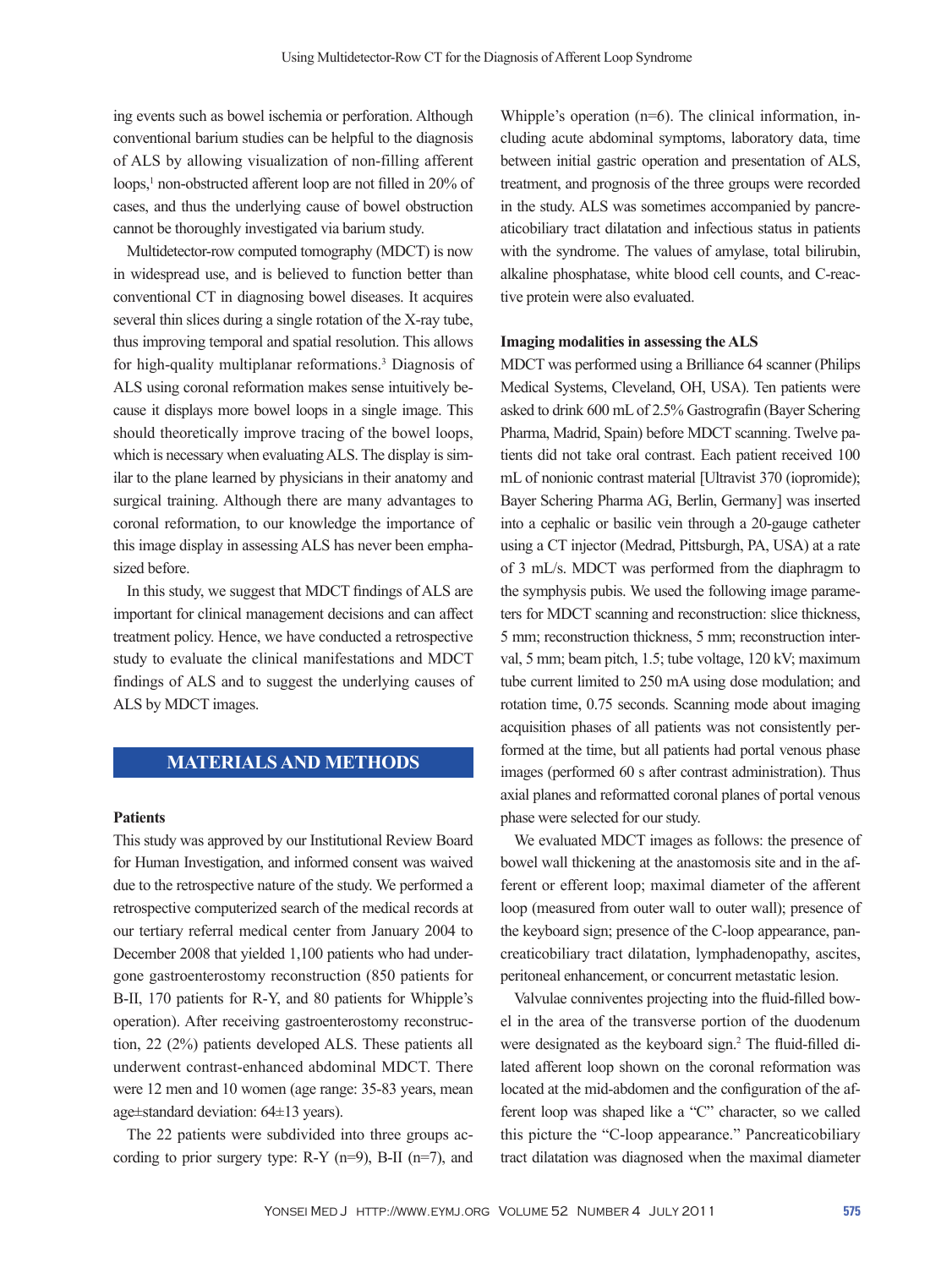ing events such as bowel ischemia or perforation. Although conventional barium studies can be helpful to the diagnosis of ALS by allowing visualization of non-filling afferent loops,[1] non-obstructed afferent loop are not filled in 20% of cases, and thus the underlying cause of bowel obstruction cannot be thoroughly investigated via barium study.

Multidetector-row computed tomography (MDCT) is now in widespread use, and is believed to function better than conventional CT in diagnosing bowel diseases. It acquires several thin slices during a single rotation of the X-ray tube, thus improving temporal and spatial resolution. This allows for high-quality multiplanar reformations.[3] Diagnosis of ALS using coronal reformation makes sense intuitively because it displays more bowel loops in a single image. This should theoretically improve tracing of the bowel loops, which is necessary when evaluating ALS. The display is similar to the plane learned by physicians in their anatomy and surgical training. Although there are many advantages to coronal reformation, to our knowledge the importance of this image display in assessing ALS has never been emphasized before.

In this study, we suggest that MDCT findings of ALS are important for clinical management decisions and can affect treatment policy. Hence, we have conducted a retrospective study to evaluate the clinical manifestations and MDCT findings of ALS and to suggest the underlying causes of ALS by MDCT images.

## MATERIALS AND METHODS

### Patients

This study was approved by our Institutional Review Board for Human Investigation, and informed consent was waived due to the retrospective nature of the study. We performed a retrospective computerized search of the medical records at our tertiary referral medical center from January 2004 to December 2008 that yielded 1,100 patients who had undergone gastroenterostomy reconstruction (850 patients for B-II, 170 patients for R-Y, and 80 patients for Whipple's operation). After receiving gastroenterostomy reconstruction, 22 (2%) patients developed ALS. These patients all underwent contrast-enhanced abdominal MDCT. There were 12 men and 10 women (age range: 35-83 years, mean age±standard deviation: 64±13 years).

The 22 patients were subdivided into three groups according to prior surgery type: R-Y (n=9), B-II (n=7), and Whipple's operation (n=6). The clinical information, including acute abdominal symptoms, laboratory data, time between initial gastric operation and presentation of ALS, treatment, and prognosis of the three groups were recorded in the study. ALS was sometimes accompanied by pancreaticobiliary tract dilatation and infectious status in patients with the syndrome. The values of amylase, total bilirubin, alkaline phosphatase, white blood cell counts, and C-reactive protein were also evaluated.

### Imaging modalities in assessing the ALS

MDCT was performed using a Brilliance 64 scanner (Philips Medical Systems, Cleveland, OH, USA). Ten patients were asked to drink 600 mL of 2.5% Gastrografin (Bayer Schering Pharma, Madrid, Spain) before MDCT scanning. Twelve patients did not take oral contrast. Each patient received 100 mL of nonionic contrast material [Ultravist 370 (iopromide); Bayer Schering Pharma AG, Berlin, Germany] was inserted into a cephalic or basilic vein through a 20-gauge catheter using a CT injector (Medrad, Pittsburgh, PA, USA) at a rate of 3 mL/s. MDCT was performed from the diaphragm to the symphysis pubis. We used the following image parameters for MDCT scanning and reconstruction: slice thickness, 5 mm; reconstruction thickness, 5 mm; reconstruction interval, 5 mm; beam pitch, 1.5; tube voltage, 120 kV; maximum tube current limited to 250 mA using dose modulation; and rotation time, 0.75 seconds. Scanning mode about imaging acquisition phases of all patients was not consistently performed at the time, but all patients had portal venous phase images (performed 60 s after contrast administration). Thus axial planes and reformatted coronal planes of portal venous phase were selected for our study.

We evaluated MDCT images as follows: the presence of bowel wall thickening at the anastomosis site and in the afferent or efferent loop; maximal diameter of the afferent loop (measured from outer wall to outer wall); presence of the keyboard sign; presence of the C-loop appearance, pancreaticobiliary tract dilatation, lymphadenopathy, ascites, peritoneal enhancement, or concurrent metastatic lesion.

Valvulae conniventes projecting into the fluid-filled bowel in the area of the transverse portion of the duodenum were designated as the keyboard sign.[2] The fluid-filled dilated afferent loop shown on the coronal reformation was located at the mid-abdomen and the configuration of the afferent loop was shaped like a "C" character, so we called this picture the "C-loop appearance." Pancreaticobiliary tract dilatation was diagnosed when the maximal diameter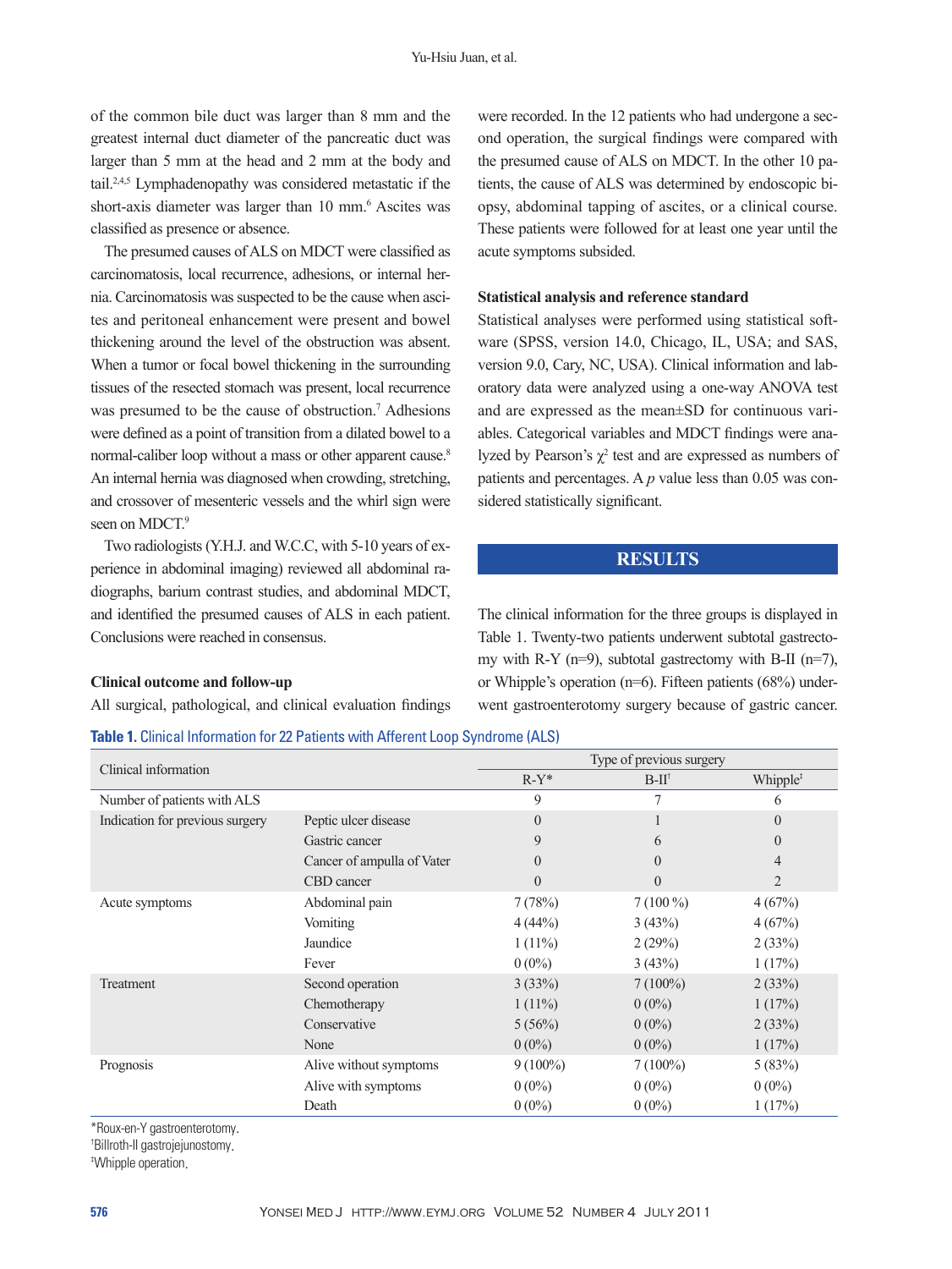of the common bile duct was larger than 8 mm and the greatest internal duct diameter of the pancreatic duct was larger than 5 mm at the head and 2 mm at the body and tail.[2,4,5] Lymphadenopathy was considered metastatic if the short-axis diameter was larger than 10 mm.[6] Ascites was classified as presence or absence.

The presumed causes of ALS on MDCT were classified as carcinomatosis, local recurrence, adhesions, or internal hernia. Carcinomatosis was suspected to be the cause when ascites and peritoneal enhancement were present and bowel thickening around the level of the obstruction was absent. When a tumor or focal bowel thickening in the surrounding tissues of the resected stomach was present, local recurrence was presumed to be the cause of obstruction.[7] Adhesions were defined as a point of transition from a dilated bowel to a normal-caliber loop without a mass or other apparent cause.[8] An internal hernia was diagnosed when crowding, stretching, and crossover of mesenteric vessels and the whirl sign were seen on MDCT.[9]

Two radiologists (Y.H.J. and W.C.C, with 5-10 years of experience in abdominal imaging) reviewed all abdominal radiographs, barium contrast studies, and abdominal MDCT, and identified the presumed causes of ALS in each patient. Conclusions were reached in consensus.

### Clinical outcome and follow-up

All surgical, pathological, and clinical evaluation findings were recorded. In the 12 patients who had undergone a second operation, the surgical findings were compared with the presumed cause of ALS on MDCT. In the other 10 patients, the cause of ALS was determined by endoscopic biopsy, abdominal tapping of ascites, or a clinical course. These patients were followed for at least one year until the acute symptoms subsided.

### Statistical analysis and reference standard

Statistical analyses were performed using statistical software (SPSS, version 14.0, Chicago, IL, USA; and SAS, version 9.0, Cary, NC, USA). Clinical information and laboratory data were analyzed using a one-way ANOVA test and are expressed as the mean±SD for continuous variables. Categorical variables and MDCT findings were analyzed by Pearson's $\chi^2$ test and are expressed as numbers of patients and percentages. A $p$ value less than 0.05 was considered statistically significant.

## RESULTS

The clinical information for the three groups is displayed in Table 1. Twenty-two patients underwent subtotal gastrectomy with R-Y (n=9), subtotal gastrectomy with B-II (n=7), or Whipple's operation (n=6). Fifteen patients (68%) underwent gastroenterotomy surgery because of gastric cancer.

**Table 1.** Clinical Information for 22 Patients with Afferent Loop Syndrome (ALS)

| Clinical information | | Type of previous surgery | | |
|---|---|---|---|---|
| | | R-Y* | B-II† | Whipple‡ |
| Number of patients with ALS | | 9 | 7 | 6 |
| Indication for previous surgery | Peptic ulcer disease | 0 | 1 | 0 |
| | Gastric cancer | 9 | 6 | 0 |
| | Cancer of ampulla of Vater | 0 | 0 | 4 |
| | CBD cancer | 0 | 0 | 2 |
| Acute symptoms | Abdominal pain | 7 (78%) | 7 (100 %) | 4 (67%) |
| | Vomiting | 4 (44%) | 3 (43%) | 4 (67%) |
| | Jaundice | 1 (11%) | 2 (29%) | 2 (33%) |
| | Fever | 0 (0%) | 3 (43%) | 1 (17%) |
| Treatment | Second operation | 3 (33%) | 7 (100%) | 2 (33%) |
| | Chemotherapy | 1 (11%) | 0 (0%) | 1 (17%) |
| | Conservative | 5 (56%) | 0 (0%) | 2 (33%) |
| | None | 0 (0%) | 0 (0%) | 1 (17%) |
| Prognosis | Alive without symptoms | 9 (100%) | 7 (100%) | 5 (83%) |
| | Alive with symptoms | 0 (0%) | 0 (0%) | 0 (0%) |
| | Death | 0 (0%) | 0 (0%) | 1 (17%) |

*Roux-en-Y gastroenterotomy.
†Billroth-II gastrojejunostomy.
‡Whipple operation.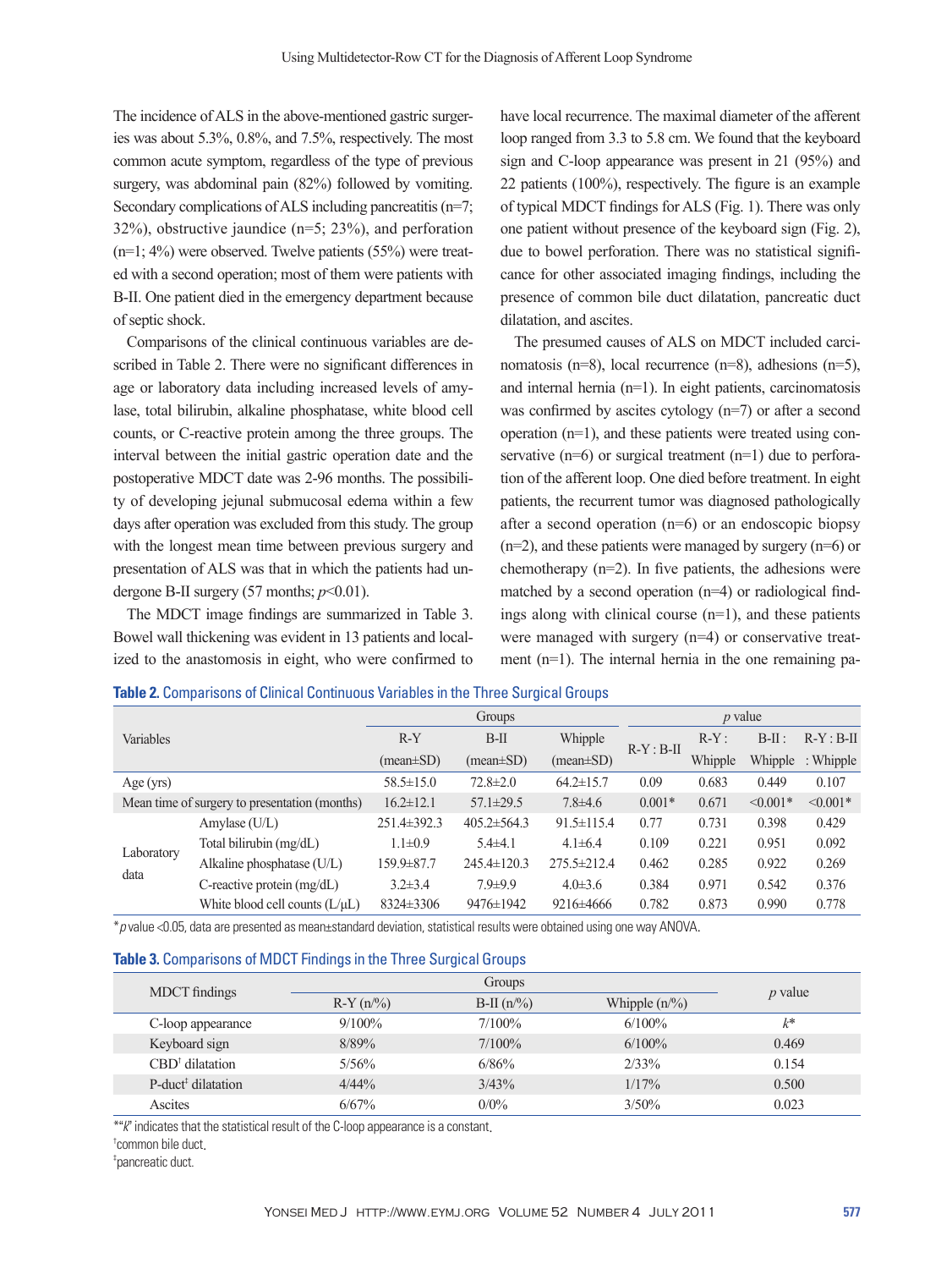The incidence of ALS in the above-mentioned gastric surgeries was about 5.3%, 0.8%, and 7.5%, respectively. The most common acute symptom, regardless of the type of previous surgery, was abdominal pain (82%) followed by vomiting. Secondary complications of ALS including pancreatitis (n=7; 32%), obstructive jaundice (n=5; 23%), and perforation (n=1; 4%) were observed. Twelve patients (55%) were treated with a second operation; most of them were patients with B-II. One patient died in the emergency department because of septic shock.

Comparisons of the clinical continuous variables are described in Table 2. There were no significant differences in age or laboratory data including increased levels of amylase, total bilirubin, alkaline phosphatase, white blood cell counts, or C-reactive protein among the three groups. The interval between the initial gastric operation date and the postoperative MDCT date was 2-96 months. The possibility of developing jejunal submucosal edema within a few days after operation was excluded from this study. The group with the longest mean time between previous surgery and presentation of ALS was that in which the patients had undergone B-II surgery (57 months; $p<0.01$).

The MDCT image findings are summarized in Table 3. Bowel wall thickening was evident in 13 patients and localized to the anastomosis in eight, who were confirmed to have local recurrence. The maximal diameter of the afferent loop ranged from 3.3 to 5.8 cm. We found that the keyboard sign and C-loop appearance was present in 21 (95%) and 22 patients (100%), respectively. The figure is an example of typical MDCT findings for ALS (Fig. 1). There was only one patient without presence of the keyboard sign (Fig. 2), due to bowel perforation. There was no statistical significance for other associated imaging findings, including the presence of common bile duct dilatation, pancreatic duct dilatation, and ascites.

The presumed causes of ALS on MDCT included carcinomatosis (n=8), local recurrence (n=8), adhesions (n=5), and internal hernia (n=1). In eight patients, carcinomatosis was confirmed by ascites cytology (n=7) or after a second operation (n=1), and these patients were treated using conservative (n=6) or surgical treatment (n=1) due to perforation of the afferent loop. One died before treatment. In eight patients, the recurrent tumor was diagnosed pathologically after a second operation (n=6) or an endoscopic biopsy (n=2), and these patients were managed by surgery (n=6) or chemotherapy (n=2). In five patients, the adhesions were matched by a second operation (n=4) or radiological findings along with clinical course (n=1), and these patients were managed with surgery (n=4) or conservative treatment (n=1). The internal hernia in the one remaining pa-

**Table 2.** Comparisons of Clinical Continuous Variables in the Three Surgical Groups

| Variables | | Groups | | | *p* value | | | |
|---|---|---|---|---|---|---|---|---|
| | | R-Y (mean±SD) | B-II (mean±SD) | Whipple (mean±SD) | R-Y : B-II | R-Y : Whipple | B-II : Whipple | R-Y : B-II : Whipple |
| Age (yrs) | | 58.5±15.0 | 72.8±2.0 | 64.2±15.7 | 0.09 | 0.683 | 0.449 | 0.107 |
| Mean time of surgery to presentation (months) | | 16.2±12.1 | 57.1±29.5 | 7.8±4.6 | 0.001* | 0.671 | <0.001* | <0.001* |
| Laboratory data | Amylase (U/L) | 251.4±392.3 | 405.2±564.3 | 91.5±115.4 | 0.77 | 0.731 | 0.398 | 0.429 |
| | Total bilirubin (mg/dL) | 1.1±0.9 | 5.4±4.1 | 4.1±6.4 | 0.109 | 0.221 | 0.951 | 0.092 |
| | Alkaline phosphatase (U/L) | 159.9±87.7 | 245.4±120.3 | 275.5±212.4 | 0.462 | 0.285 | 0.922 | 0.269 |
| | C-reactive protein (mg/dL) | 3.2±3.4 | 7.9±9.9 | 4.0±3.6 | 0.384 | 0.971 | 0.542 | 0.376 |
| | White blood cell counts (L/μL) | 8324±3306 | 9476±1942 | 9216±4666 | 0.782 | 0.873 | 0.990 | 0.778 |

*$p$ value <0.05, data are presented as mean±standard deviation, statistical results were obtained using one way ANOVA.

**Table 3.** Comparisons of MDCT Findings in the Three Surgical Groups

| MDCT findings | Groups | | | *p* value |
|---|---|---|---|---|
| | R-Y (n/%) | B-II (n/%) | Whipple (n/%) | |
| C-loop appearance | 9/100% | 7/100% | 6/100% | *k** |
| Keyboard sign | 8/89% | 7/100% | 6/100% | 0.469 |
| CBD† dilatation | 5/56% | 6/86% | 2/33% | 0.154 |
| P-duct‡ dilatation | 4/44% | 3/43% | 1/17% | 0.500 |
| Ascites | 6/67% | 0/0% | 3/50% | 0.023 |

*"*k*" indicates that the statistical result of the C-loop appearance is a constant.
†common bile duct.
‡pancreatic duct.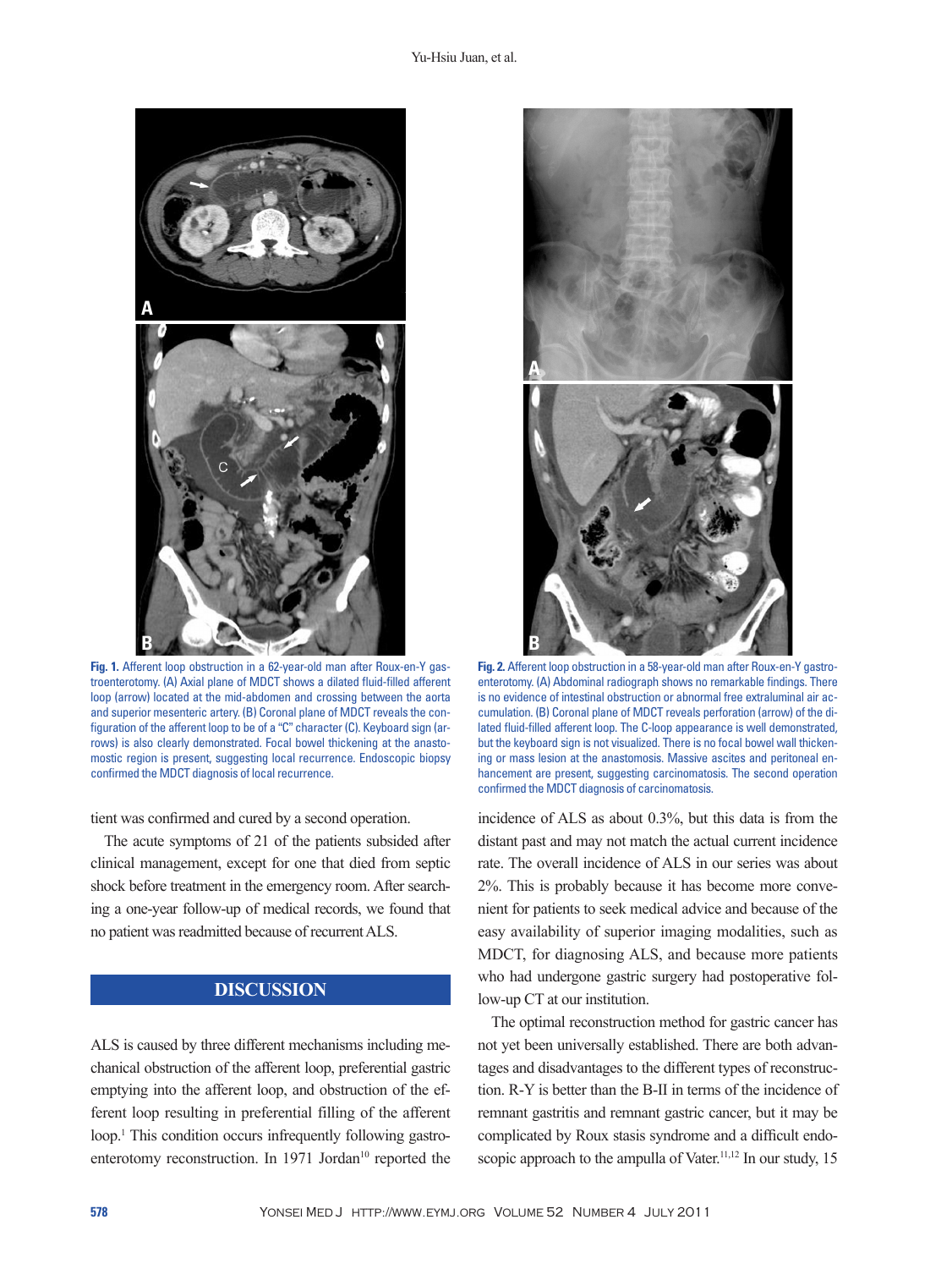Fig. 1. Afferent loop obstruction in a 62-year-old man after Roux-en-Y gastroenterotomy. (A) Axial plane of MDCT shows a dilated fluid-filled afferent loop (arrow) located at the mid-abdomen and crossing between the aorta and superior mesenteric artery. (B) Coronal plane of MDCT reveals the configuration of the afferent loop to be of a "C" character (C). Keyboard sign (arrows) is also clearly demonstrated. Focal bowel thickening at the anastomostic region is present, suggesting local recurrence. Endoscopic biopsy confirmed the MDCT diagnosis of local recurrence.

Fig. 2. Afferent loop obstruction in a 58-year-old man after Roux-en-Y gastroenterotomy. (A) Abdominal radiograph shows no remarkable findings. There is no evidence of intestinal obstruction or abnormal free extraluminal air accumulation. (B) Coronal plane of MDCT reveals perforation (arrow) of the dilated fluid-filled afferent loop. The C-loop appearance is well demonstrated, but the keyboard sign is not visualized. There is no focal bowel wall thickening or mass lesion at the anastomosis. Massive ascites and peritoneal enhancement are present, suggesting carcinomatosis. The second operation confirmed the MDCT diagnosis of carcinomatosis.

tient was confirmed and cured by a second operation.

The acute symptoms of 21 of the patients subsided after clinical management, except for one that died from septic shock before treatment in the emergency room. After searching a one-year follow-up of medical records, we found that no patient was readmitted because of recurrent ALS.

## DISCUSSION

ALS is caused by three different mechanisms including mechanical obstruction of the afferent loop, preferential gastric emptying into the afferent loop, and obstruction of the efferent loop resulting in preferential filling of the afferent loop.[1] This condition occurs infrequently following gastroenterotomy reconstruction. In 1971 Jordan[10] reported the incidence of ALS as about 0.3%, but this data is from the distant past and may not match the actual current incidence rate. The overall incidence of ALS in our series was about 2%. This is probably because it has become more convenient for patients to seek medical advice and because of the easy availability of superior imaging modalities, such as MDCT, for diagnosing ALS, and because more patients who had undergone gastric surgery had postoperative follow-up CT at our institution.

The optimal reconstruction method for gastric cancer has not yet been universally established. There are both advantages and disadvantages to the different types of reconstruction. R-Y is better than the B-II in terms of the incidence of remnant gastritis and remnant gastric cancer, but it may be complicated by Roux stasis syndrome and a difficult endoscopic approach to the ampulla of Vater.[11,12] In our study, 15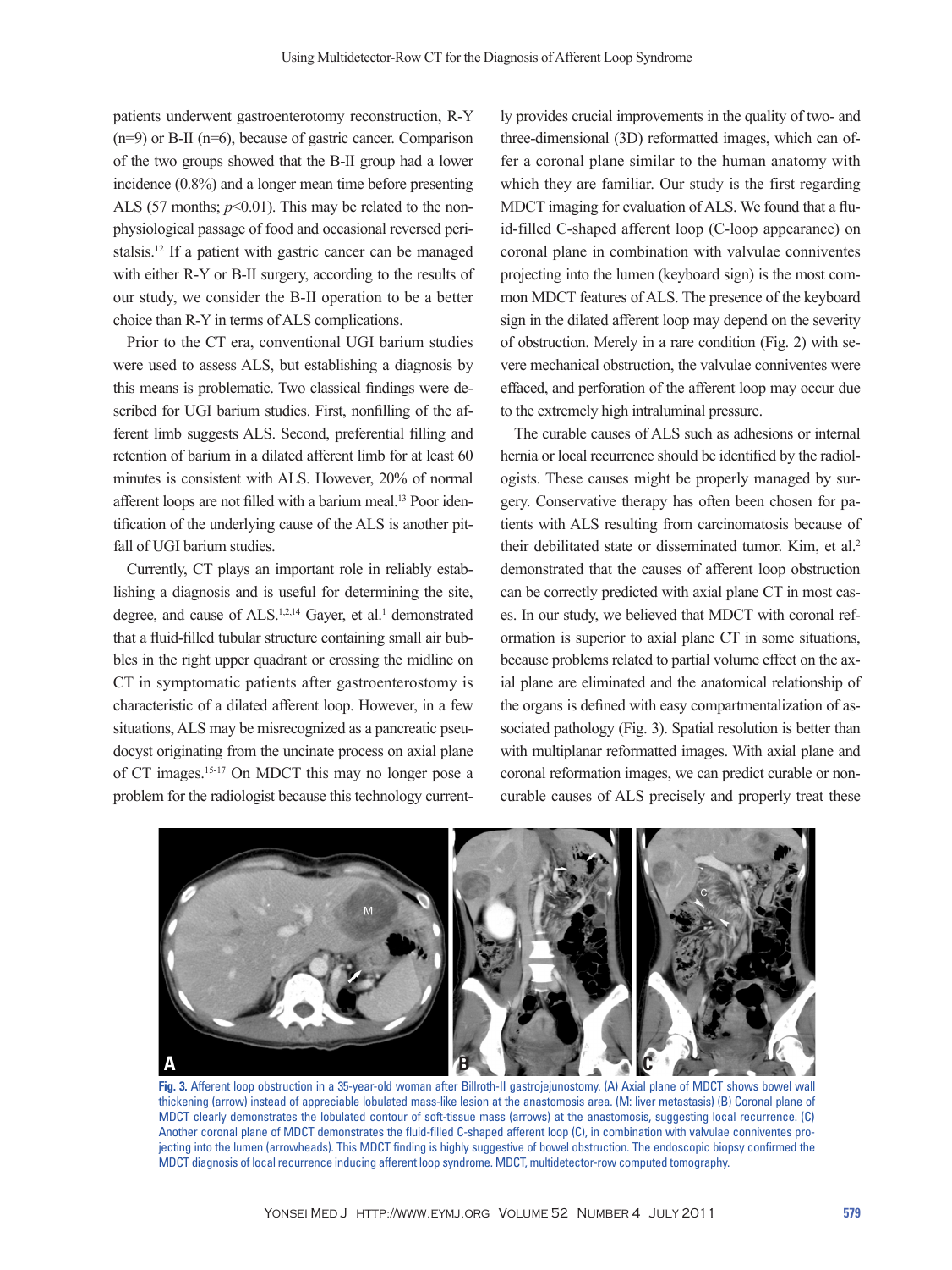patients underwent gastroenterotomy reconstruction, R-Y (n=9) or B-II (n=6), because of gastric cancer. Comparison of the two groups showed that the B-II group had a lower incidence (0.8%) and a longer mean time before presenting ALS (57 months; $p$<0.01). This may be related to the nonphysiological passage of food and occasional reversed peristalsis.[12] If a patient with gastric cancer can be managed with either R-Y or B-II surgery, according to the results of our study, we consider the B-II operation to be a better choice than R-Y in terms of ALS complications.

Prior to the CT era, conventional UGI barium studies were used to assess ALS, but establishing a diagnosis by this means is problematic. Two classical findings were described for UGI barium studies. First, nonfilling of the afferent limb suggests ALS. Second, preferential filling and retention of barium in a dilated afferent limb for at least 60 minutes is consistent with ALS. However, 20% of normal afferent loops are not filled with a barium meal.[13] Poor identification of the underlying cause of the ALS is another pitfall of UGI barium studies.

Currently, CT plays an important role in reliably establishing a diagnosis and is useful for determining the site, degree, and cause of ALS.[1,2,14] Gayer, et al.[1] demonstrated that a fluid-filled tubular structure containing small air bubbles in the right upper quadrant or crossing the midline on CT in symptomatic patients after gastroenterostomy is characteristic of a dilated afferent loop. However, in a few situations, ALS may be misrecognized as a pancreatic pseudocyst originating from the uncinate process on axial plane of CT images.[15-17] On MDCT this may no longer pose a problem for the radiologist because this technology currently provides crucial improvements in the quality of two- and three-dimensional (3D) reformatted images, which can offer a coronal plane similar to the human anatomy with which they are familiar. Our study is the first regarding MDCT imaging for evaluation of ALS. We found that a fluid-filled C-shaped afferent loop (C-loop appearance) on coronal plane in combination with valvulae conniventes projecting into the lumen (keyboard sign) is the most common MDCT features of ALS. The presence of the keyboard sign in the dilated afferent loop may depend on the severity of obstruction. Merely in a rare condition (Fig. 2) with severe mechanical obstruction, the valvulae conniventes were effaced, and perforation of the afferent loop may occur due to the extremely high intraluminal pressure.

The curable causes of ALS such as adhesions or internal hernia or local recurrence should be identified by the radiologists. These causes might be properly managed by surgery. Conservative therapy has often been chosen for patients with ALS resulting from carcinomatosis because of their debilitated state or disseminated tumor. Kim, et al.[2] demonstrated that the causes of afferent loop obstruction can be correctly predicted with axial plane CT in most cases. In our study, we believed that MDCT with coronal reformation is superior to axial plane CT in some situations, because problems related to partial volume effect on the axial plane are eliminated and the anatomical relationship of the organs is defined with easy compartmentalization of associated pathology (Fig. 3). Spatial resolution is better than with multiplanar reformatted images. With axial plane and coronal reformation images, we can predict curable or noncurable causes of ALS precisely and properly treat these

**Fig. 3.** Afferent loop obstruction in a 35-year-old woman after Billroth-II gastrojejunostomy. (A) Axial plane of MDCT shows bowel wall thickening (arrow) instead of appreciable lobulated mass-like lesion at the anastomosis area. (M: liver metastasis) (B) Coronal plane of MDCT clearly demonstrates the lobulated contour of soft-tissue mass (arrows) at the anastomosis, suggesting local recurrence. (C) Another coronal plane of MDCT demonstrates the fluid-filled C-shaped afferent loop (C), in combination with valvulae conniventes projecting into the lumen (arrowheads). This MDCT finding is highly suggestive of bowel obstruction. The endoscopic biopsy confirmed the MDCT diagnosis of local recurrence inducing afferent loop syndrome. MDCT, multidetector-row computed tomography.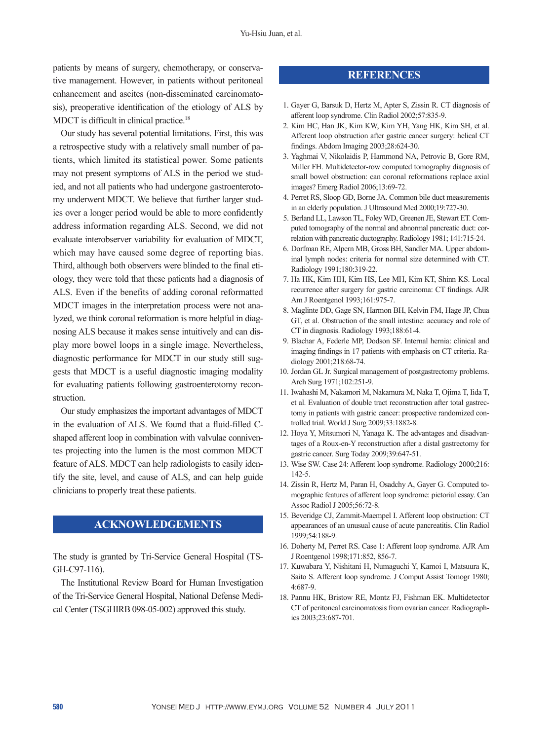patients by means of surgery, chemotherapy, or conservative management. However, in patients without peritoneal enhancement and ascites (non-disseminated carcinomatosis), preoperative identification of the etiology of ALS by MDCT is difficult in clinical practice.[18]

Our study has several potential limitations. First, this was a retrospective study with a relatively small number of patients, which limited its statistical power. Some patients may not present symptoms of ALS in the period we studied, and not all patients who had undergone gastroenterotomy underwent MDCT. We believe that further larger studies over a longer period would be able to more confidently address information regarding ALS. Second, we did not evaluate interobserver variability for evaluation of MDCT, which may have caused some degree of reporting bias. Third, although both observers were blinded to the final etiology, they were told that these patients had a diagnosis of ALS. Even if the benefits of adding coronal reformatted MDCT images in the interpretation process were not analyzed, we think coronal reformation is more helpful in diagnosing ALS because it makes sense intuitively and can display more bowel loops in a single image. Nevertheless, diagnostic performance for MDCT in our study still suggests that MDCT is a useful diagnostic imaging modality for evaluating patients following gastroenterotomy reconstruction.

Our study emphasizes the important advantages of MDCT in the evaluation of ALS. We found that a fluid-filled C-shaped afferent loop in combination with valvulae conniventes projecting into the lumen is the most common MDCT feature of ALS. MDCT can help radiologists to easily identify the site, level, and cause of ALS, and can help guide clinicians to properly treat these patients.

## ACKNOWLEDGEMENTS

The study is granted by Tri-Service General Hospital (TSGH-C97-116).

The Institutional Review Board for Human Investigation of the Tri-Service General Hospital, National Defense Medical Center (TSGHIRB 098-05-002) approved this study.

## REFERENCES

1. Gayer G, Barsuk D, Hertz M, Apter S, Zissin R. CT diagnosis of afferent loop syndrome. Clin Radiol 2002;57:835-9.
2. Kim HC, Han JK, Kim KW, Kim YH, Yang HK, Kim SH, et al. Afferent loop obstruction after gastric cancer surgery: helical CT findings. Abdom Imaging 2003;28:624-30.
3. Yaghmai V, Nikolaidis P, Hammond NA, Petrovic B, Gore RM, Miller FH. Multidetector-row computed tomography diagnosis of small bowel obstruction: can coronal reformations replace axial images? Emerg Radiol 2006;13:69-72.
4. Perret RS, Sloop GD, Borne JA. Common bile duct measurements in an elderly population. J Ultrasound Med 2000;19:727-30.
5. Berland LL, Lawson TL, Foley WD, Greenen JE, Stewart ET. Computed tomography of the normal and abnormal pancreatic duct: correlation with pancreatic ductography. Radiology 1981; 141:715-24.
6. Dorfman RE, Alpern MB, Gross BH, Sandler MA. Upper abdominal lymph nodes: criteria for normal size determined with CT. Radiology 1991;180:319-22.
7. Ha HK, Kim HH, Kim HS, Lee MH, Kim KT, Shinn KS. Local recurrence after surgery for gastric carcinoma: CT findings. AJR Am J Roentgenol 1993;161:975-7.
8. Maglinte DD, Gage SN, Harmon BH, Kelvin FM, Hage JP, Chua GT, et al. Obstruction of the small intestine: accuracy and role of CT in diagnosis. Radiology 1993;188:61-4.
9. Blachar A, Federle MP, Dodson SF. Internal hernia: clinical and imaging findings in 17 patients with emphasis on CT criteria. Radiology 2001;218:68-74.
10. Jordan GL Jr. Surgical management of postgastrectomy problems. Arch Surg 1971;102:251-9.
11. Iwahashi M, Nakamori M, Nakamura M, Naka T, Ojima T, Iida T, et al. Evaluation of double tract reconstruction after total gastrectomy in patients with gastric cancer: prospective randomized controlled trial. World J Surg 2009;33:1882-8.
12. Hoya Y, Mitsumori N, Yanaga K. The advantages and disadvantages of a Roux-en-Y reconstruction after a distal gastrectomy for gastric cancer. Surg Today 2009;39:647-51.
13. Wise SW. Case 24: Afferent loop syndrome. Radiology 2000;216: 142-5.
14. Zissin R, Hertz M, Paran H, Osadchy A, Gayer G. Computed tomographic features of afferent loop syndrome: pictorial essay. Can Assoc Radiol J 2005;56:72-8.
15. Beveridge CJ, Zammit-Maempel I. Afferent loop obstruction: CT appearances of an unusual cause of acute pancreatitis. Clin Radiol 1999;54:188-9.
16. Doherty M, Perret RS. Case 1: Afferent loop syndrome. AJR Am J Roentgenol 1998;171:852, 856-7.
17. Kuwabara Y, Nishitani H, Numaguchi Y, Kamoi I, Matsuura K, Saito S. Afferent loop syndrome. J Comput Assist Tomogr 1980; 4:687-9.
18. Pannu HK, Bristow RE, Montz FJ, Fishman EK. Multidetector CT of peritoneal carcinomatosis from ovarian cancer. Radiographics 2003;23:687-701.